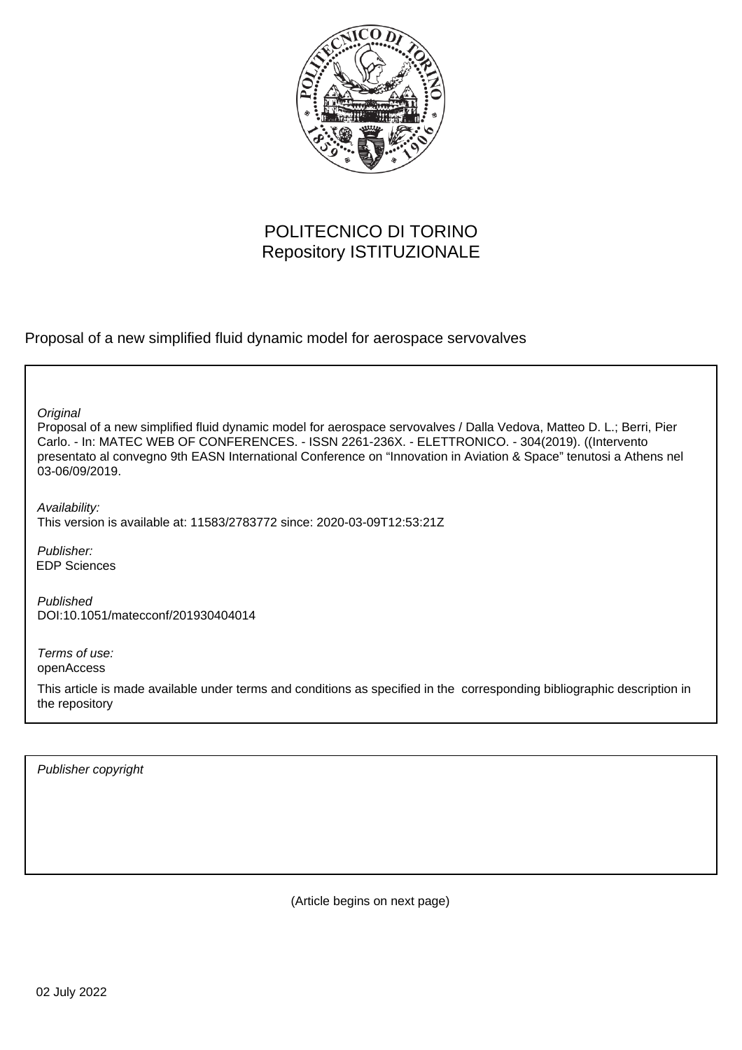POLITECNICO DI TORINO
Repository ISTITUZIONALE

Proposal of a new simplified fluid dynamic model for aerospace servovalves

*Original*
Proposal of a new simplified fluid dynamic model for aerospace servovalves / Dalla Vedova, Matteo D. L.; Berri, Pier Carlo. - In: MATEC WEB OF CONFERENCES. - ISSN 2261-236X. - ELETTRONICO. - 304(2019). ((Intervento presentato al convegno 9th EASN International Conference on "Innovation in Aviation & Space" tenutosi a Athens nel 03-06/09/2019.

*Availability:*
This version is available at: 11583/2783772 since: 2020-03-09T12:53:21Z

*Publisher:*
EDP Sciences

*Published*
DOI:10.1051/matecconf/201930404014

*Terms of use:*
openAccess

This article is made available under terms and conditions as specified in the corresponding bibliographic description in the repository

*Publisher copyright*

(Article begins on next page)

02 July 2022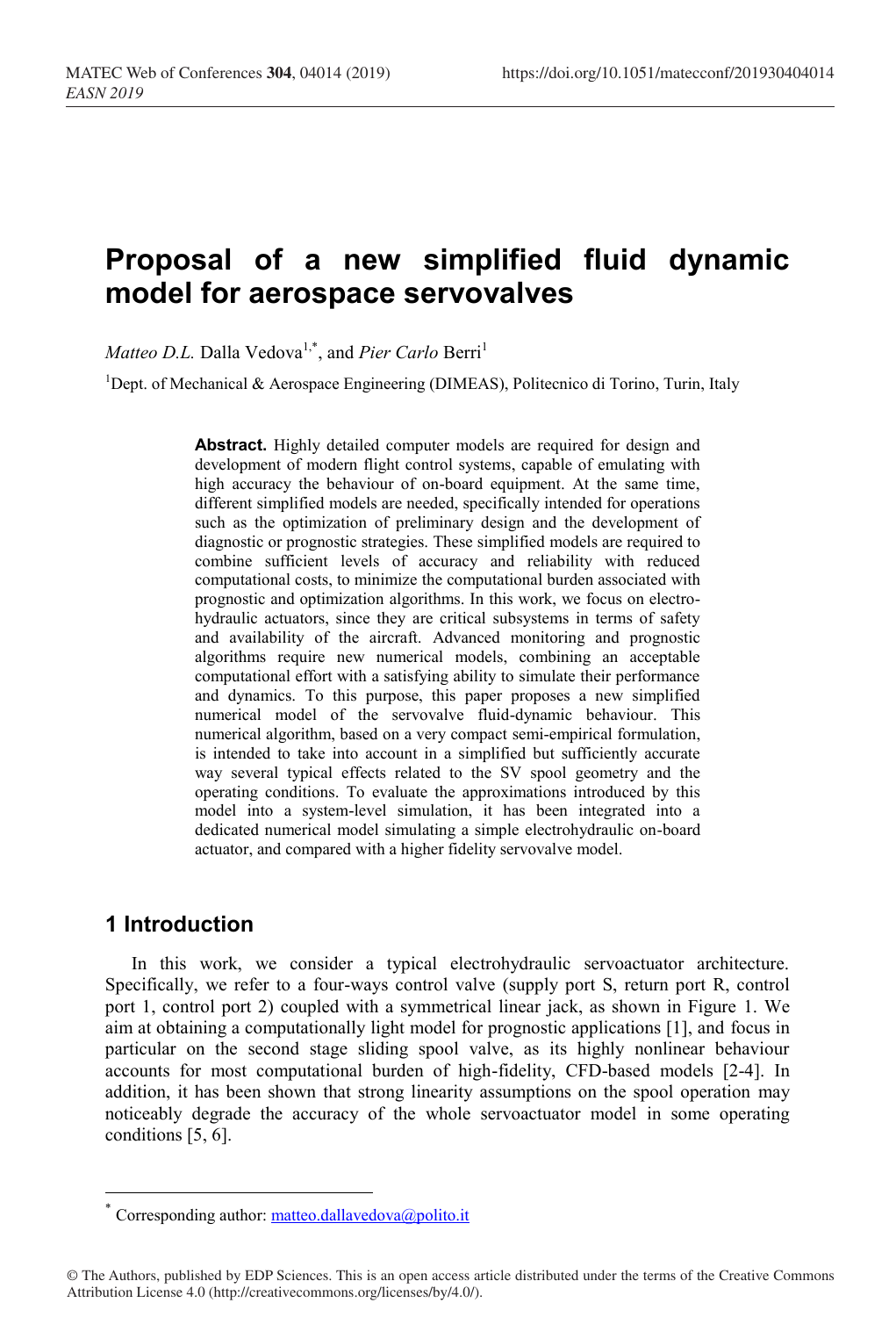# Proposal of a new simplified fluid dynamic model for aerospace servovalves

*Matteo D.L.* Dalla Vedova[1,*], and *Pier Carlo* Berri[1]

[1]Dept. of Mechanical & Aerospace Engineering (DIMEAS), Politecnico di Torino, Turin, Italy

**Abstract.** Highly detailed computer models are required for design and development of modern flight control systems, capable of emulating with high accuracy the behaviour of on-board equipment. At the same time, different simplified models are needed, specifically intended for operations such as the optimization of preliminary design and the development of diagnostic or prognostic strategies. These simplified models are required to combine sufficient levels of accuracy and reliability with reduced computational costs, to minimize the computational burden associated with prognostic and optimization algorithms. In this work, we focus on electro-hydraulic actuators, since they are critical subsystems in terms of safety and availability of the aircraft. Advanced monitoring and prognostic algorithms require new numerical models, combining an acceptable computational effort with a satisfying ability to simulate their performance and dynamics. To this purpose, this paper proposes a new simplified numerical model of the servovalve fluid-dynamic behaviour. This numerical algorithm, based on a very compact semi-empirical formulation, is intended to take into account in a simplified but sufficiently accurate way several typical effects related to the SV spool geometry and the operating conditions. To evaluate the approximations introduced by this model into a system-level simulation, it has been integrated into a dedicated numerical model simulating a simple electrohydraulic on-board actuator, and compared with a higher fidelity servovalve model.

## 1 Introduction

In this work, we consider a typical electrohydraulic servoactuator architecture. Specifically, we refer to a four-ways control valve (supply port S, return port R, control port 1, control port 2) coupled with a symmetrical linear jack, as shown in Figure 1. We aim at obtaining a computationally light model for prognostic applications [1], and focus in particular on the second stage sliding spool valve, as its highly nonlinear behaviour accounts for most computational burden of high-fidelity, CFD-based models [2-4]. In addition, it has been shown that strong linearity assumptions on the spool operation may noticeably degrade the accuracy of the whole servoactuator model in some operating conditions [5, 6].

---

* Corresponding author: matteo.dallavedova@polito.it

© The Authors, published by EDP Sciences. This is an open access article distributed under the terms of the Creative Commons Attribution License 4.0 (http://creativecommons.org/licenses/by/4.0/).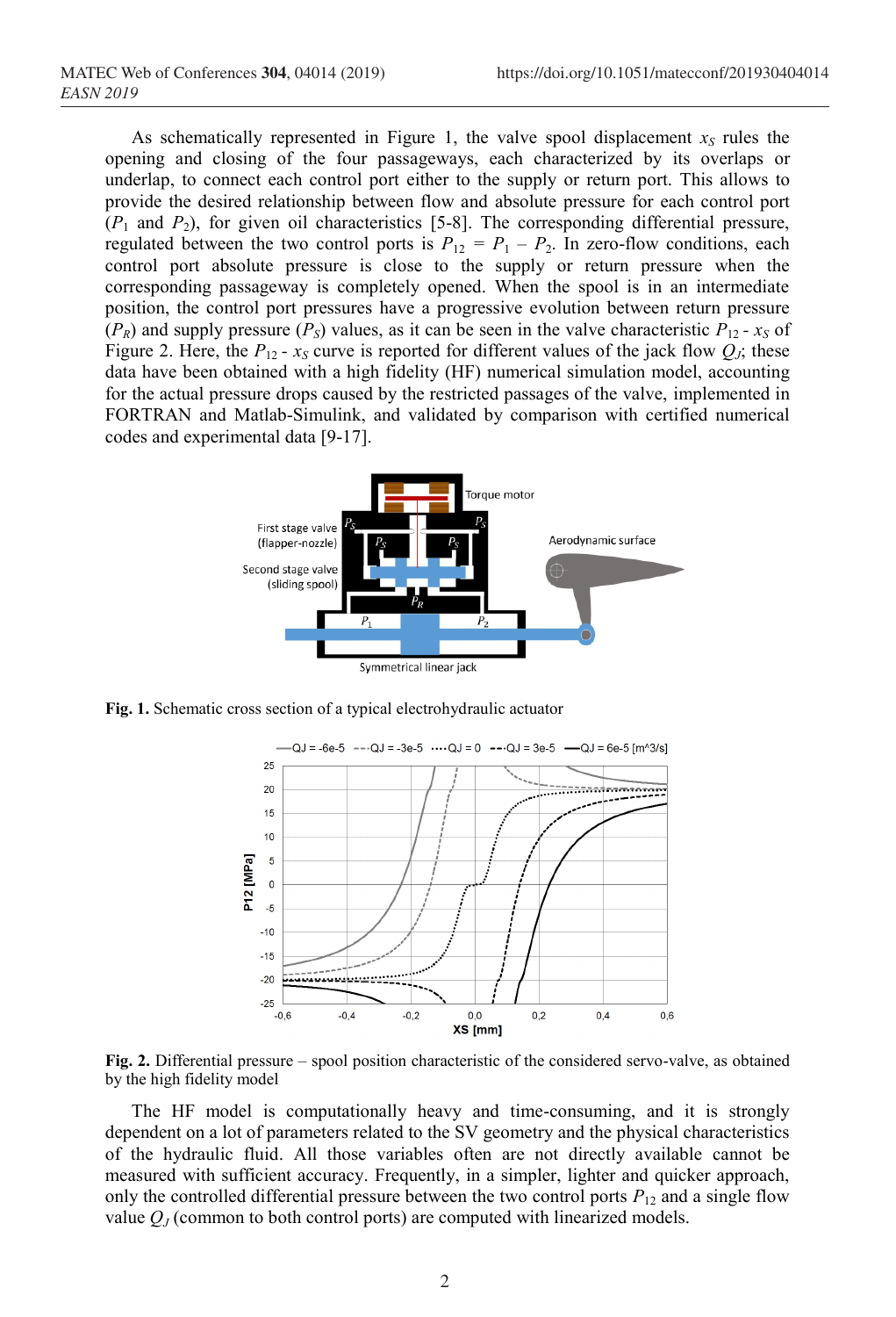As schematically represented in Figure 1, the valve spool displacement $x_S$ rules the opening and closing of the four passageways, each characterized by its overlaps or underlap, to connect each control port either to the supply or return port. This allows to provide the desired relationship between flow and absolute pressure for each control port ($P_1$ and $P_2$), for given oil characteristics [5-8]. The corresponding differential pressure, regulated between the two control ports is $P_{12} = P_1 - P_2$. In zero-flow conditions, each control port absolute pressure is close to the supply or return pressure when the corresponding passageway is completely opened. When the spool is in an intermediate position, the control port pressures have a progressive evolution between return pressure ($P_R$) and supply pressure ($P_S$) values, as it can be seen in the valve characteristic $P_{12}$ - $x_S$ of Figure 2. Here, the $P_{12}$ - $x_S$ curve is reported for different values of the jack flow $Q_J$; these data have been obtained with a high fidelity (HF) numerical simulation model, accounting for the actual pressure drops caused by the restricted passages of the valve, implemented in FORTRAN and Matlab-Simulink, and validated by comparison with certified numerical codes and experimental data [9-17].

**Fig. 1.** Schematic cross section of a typical electrohydraulic actuator

**Fig. 2.** Differential pressure – spool position characteristic of the considered servo-valve, as obtained by the high fidelity model

The HF model is computationally heavy and time-consuming, and it is strongly dependent on a lot of parameters related to the SV geometry and the physical characteristics of the hydraulic fluid. All those variables often are not directly available cannot be measured with sufficient accuracy. Frequently, in a simpler, lighter and quicker approach, only the controlled differential pressure between the two control ports $P_{12}$ and a single flow value $Q_J$ (common to both control ports) are computed with linearized models.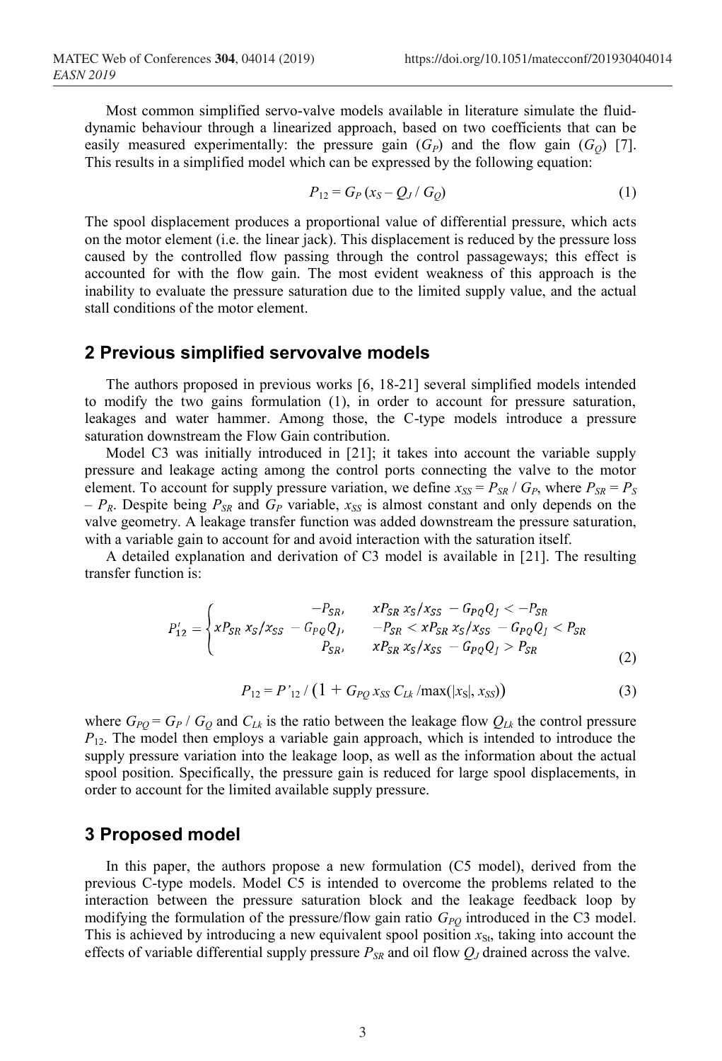Most common simplified servo-valve models available in literature simulate the fluid-dynamic behaviour through a linearized approach, based on two coefficients that can be easily measured experimentally: the pressure gain ($G_P$) and the flow gain ($G_Q$) [7]. This results in a simplified model which can be expressed by the following equation:

$$P_{12} = G_P\,(x_S - Q_J\,/\,G_Q) \tag{1}$$

The spool displacement produces a proportional value of differential pressure, which acts on the motor element (i.e. the linear jack). This displacement is reduced by the pressure loss caused by the controlled flow passing through the control passageways; this effect is accounted for with the flow gain. The most evident weakness of this approach is the inability to evaluate the pressure saturation due to the limited supply value, and the actual stall conditions of the motor element.

## 2 Previous simplified servovalve models

The authors proposed in previous works [6, 18-21] several simplified models intended to modify the two gains formulation (1), in order to account for pressure saturation, leakages and water hammer. Among those, the C-type models introduce a pressure saturation downstream the Flow Gain contribution.

Model C3 was initially introduced in [21]; it takes into account the variable supply pressure and leakage acting among the control ports connecting the valve to the motor element. To account for supply pressure variation, we define $x_{SS} = P_{SR}\,/\,G_P$, where $P_{SR} = P_S - P_R$. Despite being $P_{SR}$ and $G_P$ variable, $x_{SS}$ is almost constant and only depends on the valve geometry. A leakage transfer function was added downstream the pressure saturation, with a variable gain to account for and avoid interaction with the saturation itself.

A detailed explanation and derivation of C3 model is available in [21]. The resulting transfer function is:

$$P'_{12} = \begin{cases} -P_{SR}, & xP_{SR}\,x_S/x_{SS} - G_{PQ}Q_J < -P_{SR} \\ xP_{SR}\,x_S/x_{SS} - G_{PQ}Q_J, & -P_{SR} < xP_{SR}\,x_S/x_{SS} - G_{PQ}Q_J < P_{SR} \\ P_{SR}, & xP_{SR}\,x_S/x_{SS} - G_{PQ}Q_J > P_{SR} \end{cases} \tag{2}$$

$$P_{12} = P'_{12}\,/\,\left(1 + G_{PQ}\,x_{SS}\,C_{Lk}\,/\max(|x_S|, x_{SS})\right) \tag{3}$$

where $G_{PQ} = G_P\,/\,G_Q$ and $C_{Lk}$ is the ratio between the leakage flow $Q_{Lk}$ the control pressure $P_{12}$. The model then employs a variable gain approach, which is intended to introduce the supply pressure variation into the leakage loop, as well as the information about the actual spool position. Specifically, the pressure gain is reduced for large spool displacements, in order to account for the limited available supply pressure.

## 3 Proposed model

In this paper, the authors propose a new formulation (C5 model), derived from the previous C-type models. Model C5 is intended to overcome the problems related to the interaction between the pressure saturation block and the leakage feedback loop by modifying the formulation of the pressure/flow gain ratio $G_{PQ}$ introduced in the C3 model. This is achieved by introducing a new equivalent spool position $x_{St}$, taking into account the effects of variable differential supply pressure $P_{SR}$ and oil flow $Q_J$ drained across the valve.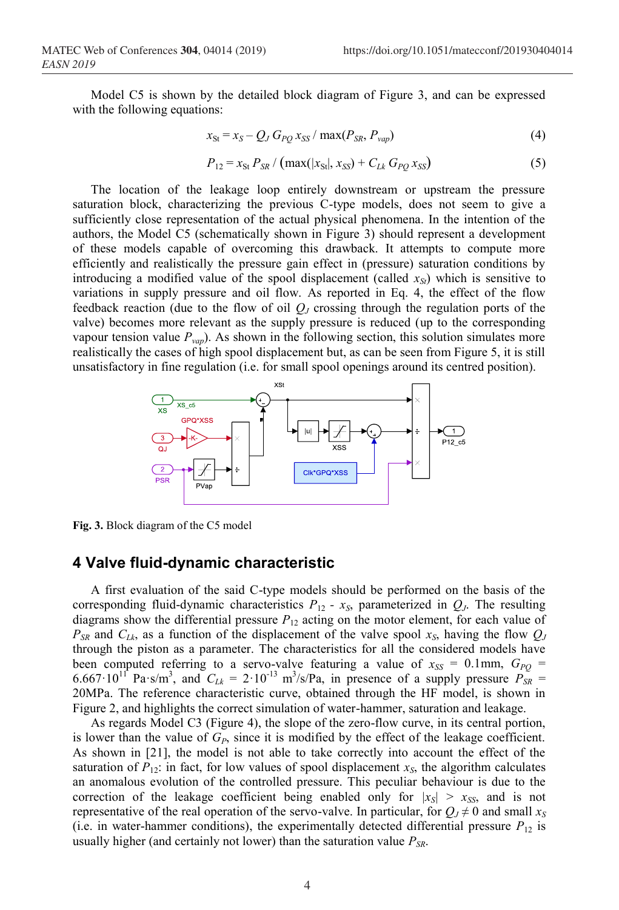Model C5 is shown by the detailed block diagram of Figure 3, and can be expressed with the following equations:

$$x_{St} = x_S - Q_J\, G_{PQ}\, x_{SS} / \max(P_{SR}, P_{vap}) \tag{4}$$

$$P_{12} = x_{St}\, P_{SR} / \left(\max(|x_{St}|, x_{SS}) + C_{Lk}\, G_{PQ}\, x_{SS}\right) \tag{5}$$

The location of the leakage loop entirely downstream or upstream the pressure saturation block, characterizing the previous C-type models, does not seem to give a sufficiently close representation of the actual physical phenomena. In the intention of the authors, the Model C5 (schematically shown in Figure 3) should represent a development of these models capable of overcoming this drawback. It attempts to compute more efficiently and realistically the pressure gain effect in (pressure) saturation conditions by introducing a modified value of the spool displacement (called $x_{St}$) which is sensitive to variations in supply pressure and oil flow. As reported in Eq. 4, the effect of the flow feedback reaction (due to the flow of oil $Q_J$ crossing through the regulation ports of the valve) becomes more relevant as the supply pressure is reduced (up to the corresponding vapour tension value $P_{vap}$). As shown in the following section, this solution simulates more realistically the cases of high spool displacement but, as can be seen from Figure 5, it is still unsatisfactory in fine regulation (i.e. for small spool openings around its centred position).

**Fig. 3.** Block diagram of the C5 model

## 4 Valve fluid-dynamic characteristic

A first evaluation of the said C-type models should be performed on the basis of the corresponding fluid-dynamic characteristics $P_{12}$ - $x_S$, parameterized in $Q_J$. The resulting diagrams show the differential pressure $P_{12}$ acting on the motor element, for each value of $P_{SR}$ and $C_{Lk}$, as a function of the displacement of the valve spool $x_S$, having the flow $Q_J$ through the piston as a parameter. The characteristics for all the considered models have been computed referring to a servo-valve featuring a value of $x_{SS}$ = 0.1mm, $G_{PQ}$ = $6.667{\cdot}10^{11}$ Pa·s/m$^3$, and $C_{Lk}$ = $2{\cdot}10^{-13}$ m$^3$/s/Pa, in presence of a supply pressure $P_{SR}$ = 20MPa. The reference characteristic curve, obtained through the HF model, is shown in Figure 2, and highlights the correct simulation of water-hammer, saturation and leakage.

As regards Model C3 (Figure 4), the slope of the zero-flow curve, in its central portion, is lower than the value of $G_P$, since it is modified by the effect of the leakage coefficient. As shown in [21], the model is not able to take correctly into account the effect of the saturation of $P_{12}$: in fact, for low values of spool displacement $x_S$, the algorithm calculates an anomalous evolution of the controlled pressure. This peculiar behaviour is due to the correction of the leakage coefficient being enabled only for $|x_S|$ > $x_{SS}$, and is not representative of the real operation of the servo-valve. In particular, for $Q_J \neq 0$ and small $x_S$ (i.e. in water-hammer conditions), the experimentally detected differential pressure $P_{12}$ is usually higher (and certainly not lower) than the saturation value $P_{SR}$.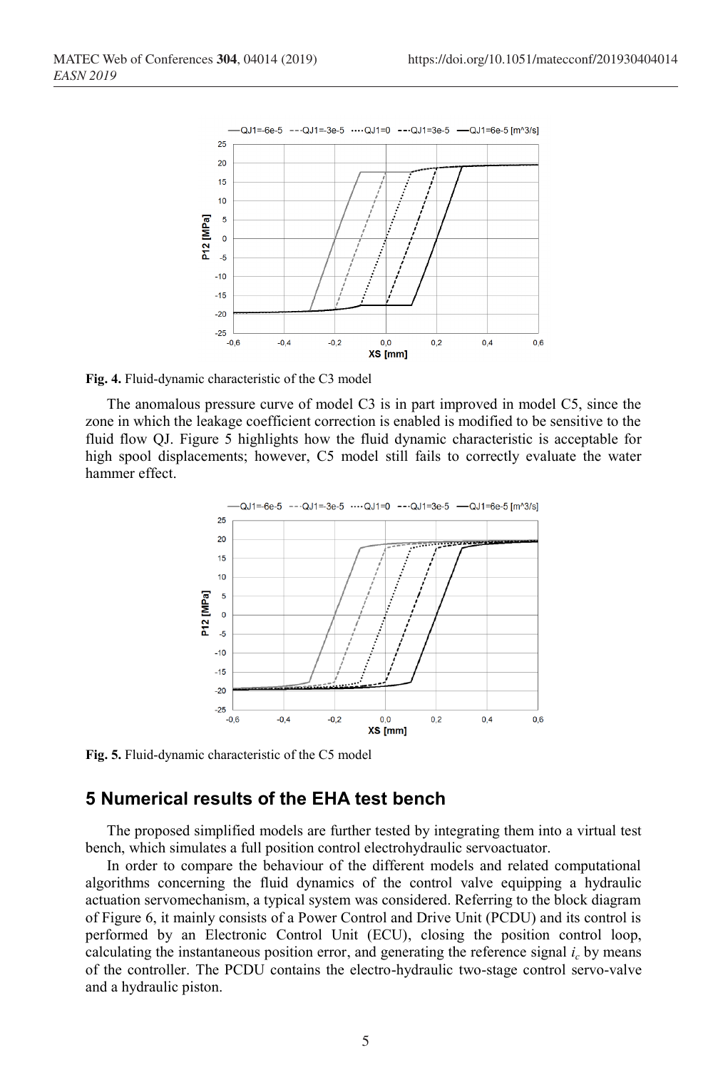Fig. 4. Fluid-dynamic characteristic of the C3 model

The anomalous pressure curve of model C3 is in part improved in model C5, since the zone in which the leakage coefficient correction is enabled is modified to be sensitive to the fluid flow QJ. Figure 5 highlights how the fluid dynamic characteristic is acceptable for high spool displacements; however, C5 model still fails to correctly evaluate the water hammer effect.

Fig. 5. Fluid-dynamic characteristic of the C5 model

## 5 Numerical results of the EHA test bench

The proposed simplified models are further tested by integrating them into a virtual test bench, which simulates a full position control electrohydraulic servoactuator.

In order to compare the behaviour of the different models and related computational algorithms concerning the fluid dynamics of the control valve equipping a hydraulic actuation servomechanism, a typical system was considered. Referring to the block diagram of Figure 6, it mainly consists of a Power Control and Drive Unit (PCDU) and its control is performed by an Electronic Control Unit (ECU), closing the position control loop, calculating the instantaneous position error, and generating the reference signal $i_c$ by means of the controller. The PCDU contains the electro-hydraulic two-stage control servo-valve and a hydraulic piston.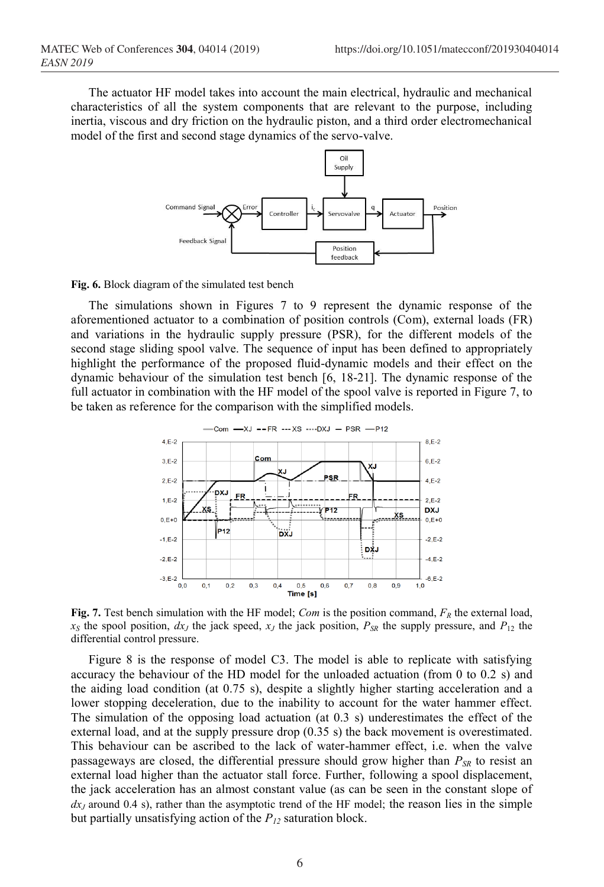The actuator HF model takes into account the main electrical, hydraulic and mechanical characteristics of all the system components that are relevant to the purpose, including inertia, viscous and dry friction on the hydraulic piston, and a third order electromechanical model of the first and second stage dynamics of the servo-valve.

**Fig. 6.** Block diagram of the simulated test bench

The simulations shown in Figures 7 to 9 represent the dynamic response of the aforementioned actuator to a combination of position controls (Com), external loads (FR) and variations in the hydraulic supply pressure (PSR), for the different models of the second stage sliding spool valve. The sequence of input has been defined to appropriately highlight the performance of the proposed fluid-dynamic models and their effect on the dynamic behaviour of the simulation test bench [6, 18-21]. The dynamic response of the full actuator in combination with the HF model of the spool valve is reported in Figure 7, to be taken as reference for the comparison with the simplified models.

**Fig. 7.** Test bench simulation with the HF model; *Com* is the position command, $F_R$ the external load, $x_S$ the spool position, $dx_J$ the jack speed, $x_J$ the jack position, $P_{SR}$ the supply pressure, and $P_{12}$ the differential control pressure.

Figure 8 is the response of model C3. The model is able to replicate with satisfying accuracy the behaviour of the HD model for the unloaded actuation (from 0 to 0.2 s) and the aiding load condition (at 0.75 s), despite a slightly higher starting acceleration and a lower stopping deceleration, due to the inability to account for the water hammer effect. The simulation of the opposing load actuation (at 0.3 s) underestimates the effect of the external load, and at the supply pressure drop (0.35 s) the back movement is overestimated. This behaviour can be ascribed to the lack of water-hammer effect, i.e. when the valve passageways are closed, the differential pressure should grow higher than $P_{SR}$ to resist an external load higher than the actuator stall force. Further, following a spool displacement, the jack acceleration has an almost constant value (as can be seen in the constant slope of $dx_J$ around 0.4 s), rather than the asymptotic trend of the HF model; the reason lies in the simple but partially unsatisfying action of the $P_{12}$ saturation block.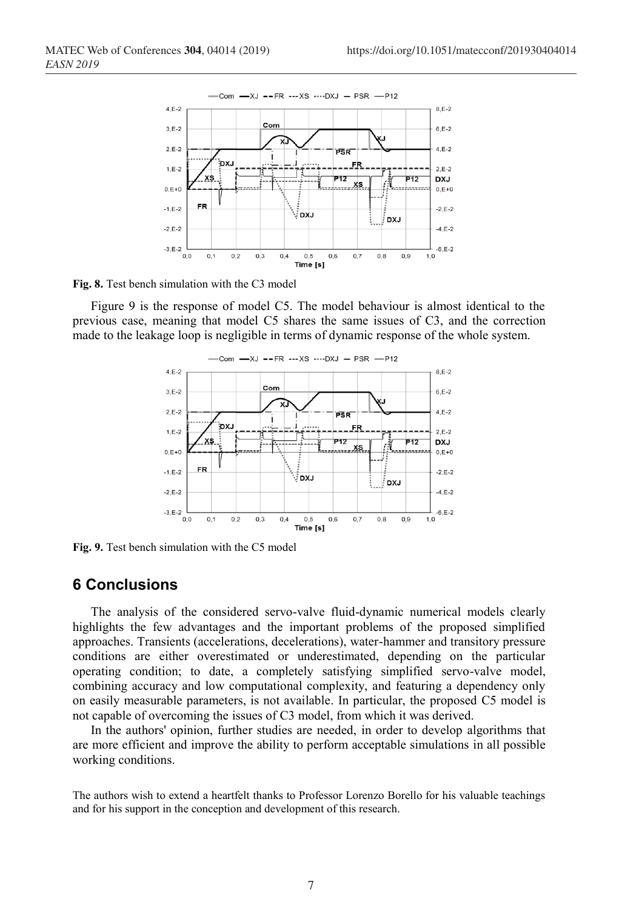Fig. 8. Test bench simulation with the C3 model

Figure 9 is the response of model C5. The model behaviour is almost identical to the previous case, meaning that model C5 shares the same issues of C3, and the correction made to the leakage loop is negligible in terms of dynamic response of the whole system.

Fig. 9. Test bench simulation with the C5 model

## 6 Conclusions

The analysis of the considered servo-valve fluid-dynamic numerical models clearly highlights the few advantages and the important problems of the proposed simplified approaches. Transients (accelerations, decelerations), water-hammer and transitory pressure conditions are either overestimated or underestimated, depending on the particular operating condition; to date, a completely satisfying simplified servo-valve model, combining accuracy and low computational complexity, and featuring a dependency only on easily measurable parameters, is not available. In particular, the proposed C5 model is not capable of overcoming the issues of C3 model, from which it was derived.

In the authors' opinion, further studies are needed, in order to develop algorithms that are more efficient and improve the ability to perform acceptable simulations in all possible working conditions.

The authors wish to extend a heartfelt thanks to Professor Lorenzo Borello for his valuable teachings and for his support in the conception and development of this research.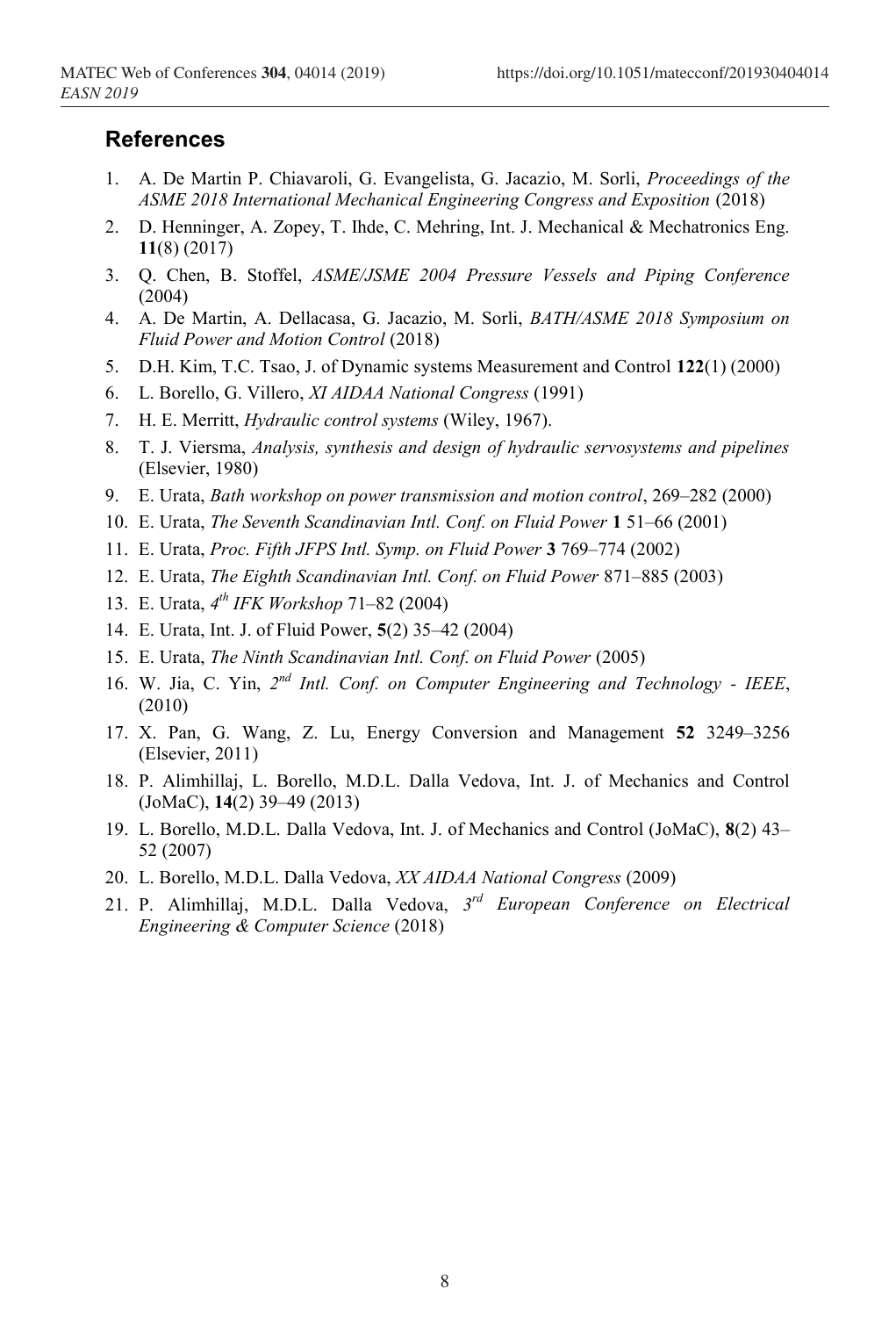## References

1. A. De Martin P. Chiavaroli, G. Evangelista, G. Jacazio, M. Sorli, *Proceedings of the ASME 2018 International Mechanical Engineering Congress and Exposition* (2018)
2. D. Henninger, A. Zopey, T. Ihde, C. Mehring, Int. J. Mechanical & Mechatronics Eng. **11**(8) (2017)
3. Q. Chen, B. Stoffel, *ASME/JSME 2004 Pressure Vessels and Piping Conference* (2004)
4. A. De Martin, A. Dellacasa, G. Jacazio, M. Sorli, *BATH/ASME 2018 Symposium on Fluid Power and Motion Control* (2018)
5. D.H. Kim, T.C. Tsao, J. of Dynamic systems Measurement and Control **122**(1) (2000)
6. L. Borello, G. Villero, *XI AIDAA National Congress* (1991)
7. H. E. Merritt, *Hydraulic control systems* (Wiley, 1967).
8. T. J. Viersma, *Analysis, synthesis and design of hydraulic servosystems and pipelines* (Elsevier, 1980)
9. E. Urata, *Bath workshop on power transmission and motion control*, 269–282 (2000)
10. E. Urata, *The Seventh Scandinavian Intl. Conf. on Fluid Power* **1** 51–66 (2001)
11. E. Urata, *Proc. Fifth JFPS Intl. Symp. on Fluid Power* **3** 769–774 (2002)
12. E. Urata, *The Eighth Scandinavian Intl. Conf. on Fluid Power* 871–885 (2003)
13. E. Urata, *4th IFK Workshop* 71–82 (2004)
14. E. Urata, Int. J. of Fluid Power, **5**(2) 35–42 (2004)
15. E. Urata, *The Ninth Scandinavian Intl. Conf. on Fluid Power* (2005)
16. W. Jia, C. Yin, *2nd Intl. Conf. on Computer Engineering and Technology - IEEE*, (2010)
17. X. Pan, G. Wang, Z. Lu, Energy Conversion and Management **52** 3249–3256 (Elsevier, 2011)
18. P. Alimhillaj, L. Borello, M.D.L. Dalla Vedova, Int. J. of Mechanics and Control (JoMaC), **14**(2) 39–49 (2013)
19. L. Borello, M.D.L. Dalla Vedova, Int. J. of Mechanics and Control (JoMaC), **8**(2) 43–52 (2007)
20. L. Borello, M.D.L. Dalla Vedova, *XX AIDAA National Congress* (2009)
21. P. Alimhillaj, M.D.L. Dalla Vedova, *3rd European Conference on Electrical Engineering & Computer Science* (2018)